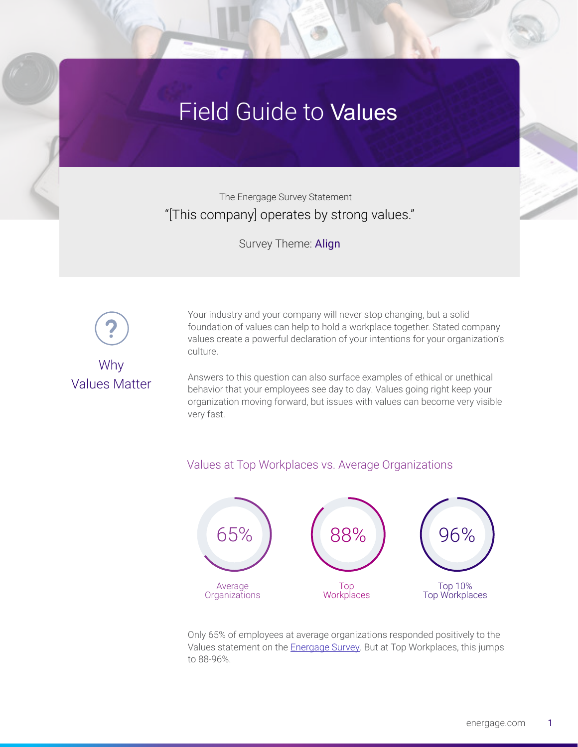# Field Guide to **Values**

The Energage Survey Statement

"[This company] operates by strong values."

Survey Theme: Align

## Why Values Matter

Your industry and your company will never stop changing, but a solid foundation of values can help to hold a workplace together. Stated company values create a powerful declaration of your intentions for your organization's culture.

Answers to this question can also surface examples of ethical or unethical behavior that your employees see day to day. Values going right keep your organization moving forward, but issues with values can become very visible very fast.

### Values at Top Workplaces vs. Average Organizations

| 65% | 88% | 96% |
|---|---|---|
| Average Organizations | Top Workplaces | Top 10% Top Workplaces |

Only 65% of employees at average organizations responded positively to the Values statement on the Energage Survey. But at Top Workplaces, this jumps to 88-96%.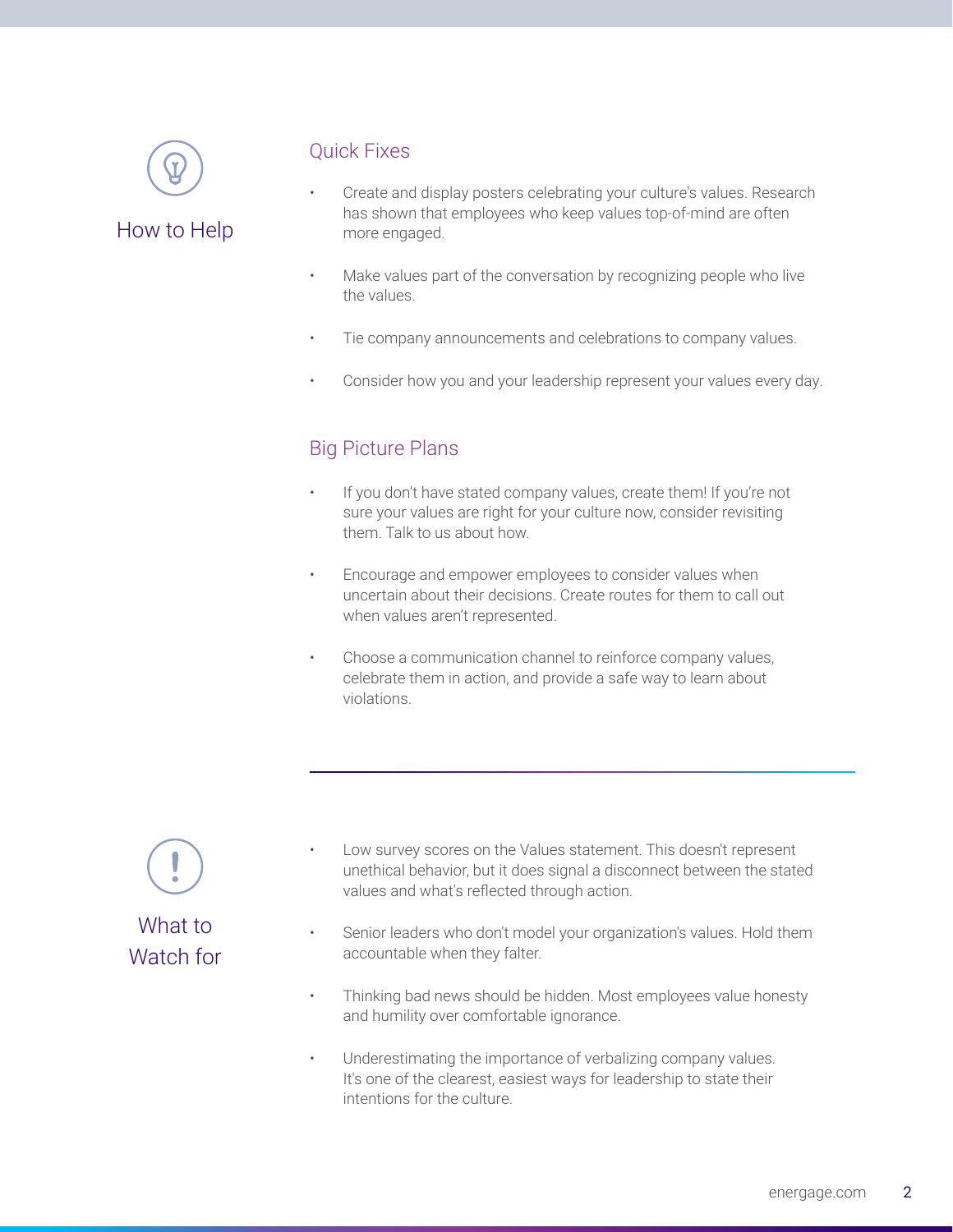## How to Help

### Quick Fixes

- Create and display posters celebrating your culture's values. Research has shown that employees who keep values top-of-mind are often more engaged.
- Make values part of the conversation by recognizing people who live the values.
- Tie company announcements and celebrations to company values.
- Consider how you and your leadership represent your values every day.

### Big Picture Plans

- If you don't have stated company values, create them! If you're not sure your values are right for your culture now, consider revisiting them. Talk to us about how.
- Encourage and empower employees to consider values when uncertain about their decisions. Create routes for them to call out when values aren't represented.
- Choose a communication channel to reinforce company values, celebrate them in action, and provide a safe way to learn about violations.

---

## What to Watch for

- Low survey scores on the Values statement. This doesn't represent unethical behavior, but it does signal a disconnect between the stated values and what's reflected through action.
- Senior leaders who don't model your organization's values. Hold them accountable when they falter.
- Thinking bad news should be hidden. Most employees value honesty and humility over comfortable ignorance.
- Underestimating the importance of verbalizing company values. It's one of the clearest, easiest ways for leadership to state their intentions for the culture.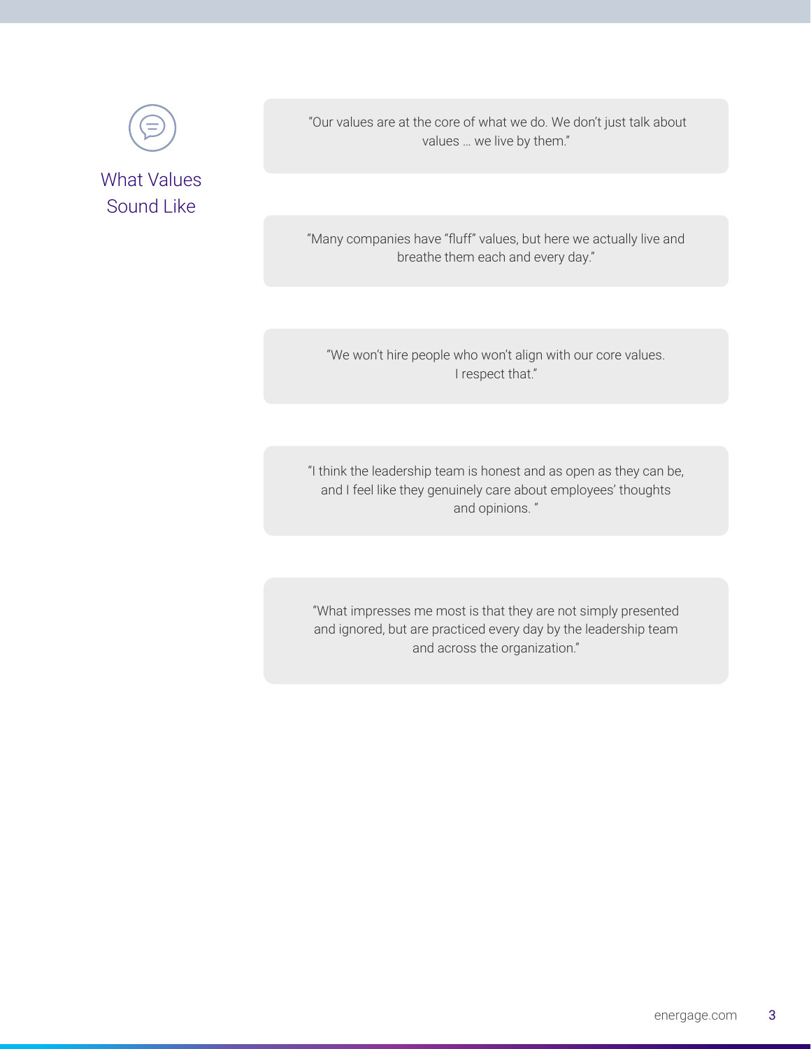## What Values Sound Like

"Our values are at the core of what we do. We don't just talk about values … we live by them."

"Many companies have "fluff" values, but here we actually live and breathe them each and every day."

"We won't hire people who won't align with our core values. I respect that."

"I think the leadership team is honest and as open as they can be, and I feel like they genuinely care about employees' thoughts and opinions. "

"What impresses me most is that they are not simply presented and ignored, but are practiced every day by the leadership team and across the organization."

energage.com